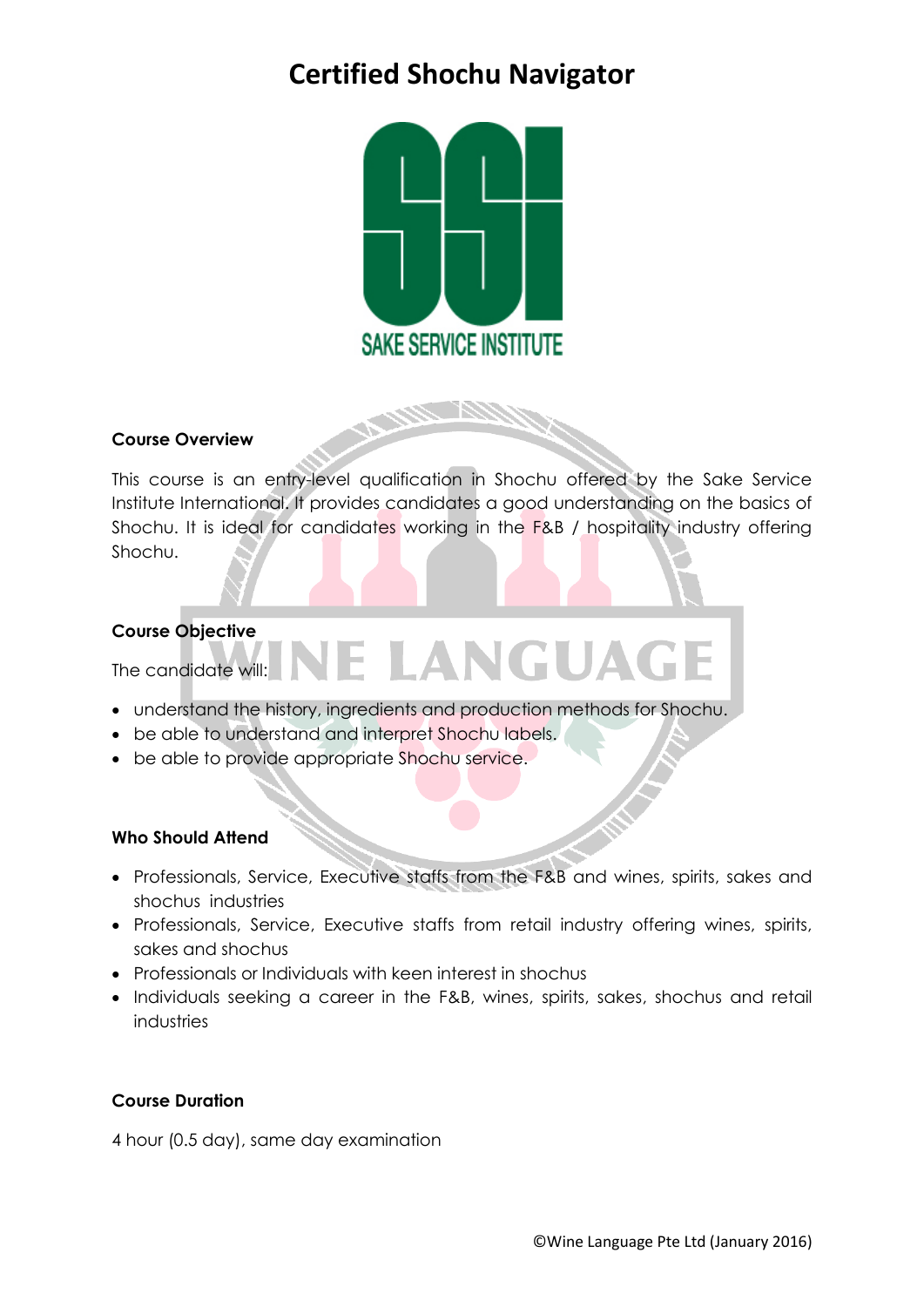# Certified Shochu Navigator

SAKE SERVICE INSTITUTE

**Course Overview**

This course is an entry-level qualification in Shochu offered by the Sake Service Institute International. It provides candidates a good understanding on the basics of Shochu. It is ideal for candidates working in the F&B / hospitality industry offering Shochu.

**Course Objective**

The candidate will:

- understand the history, ingredients and production methods for Shochu.
- be able to understand and interpret Shochu labels.
- be able to provide appropriate Shochu service.

**Who Should Attend**

- Professionals, Service, Executive staffs from the F&B and wines, spirits, sakes and shochus industries
- Professionals, Service, Executive staffs from retail industry offering wines, spirits, sakes and shochus
- Professionals or Individuals with keen interest in shochus
- Individuals seeking a career in the F&B, wines, spirits, sakes, shochus and retail industries

**Course Duration**

4 hour (0.5 day), same day examination

©Wine Language Pte Ltd (January 2016)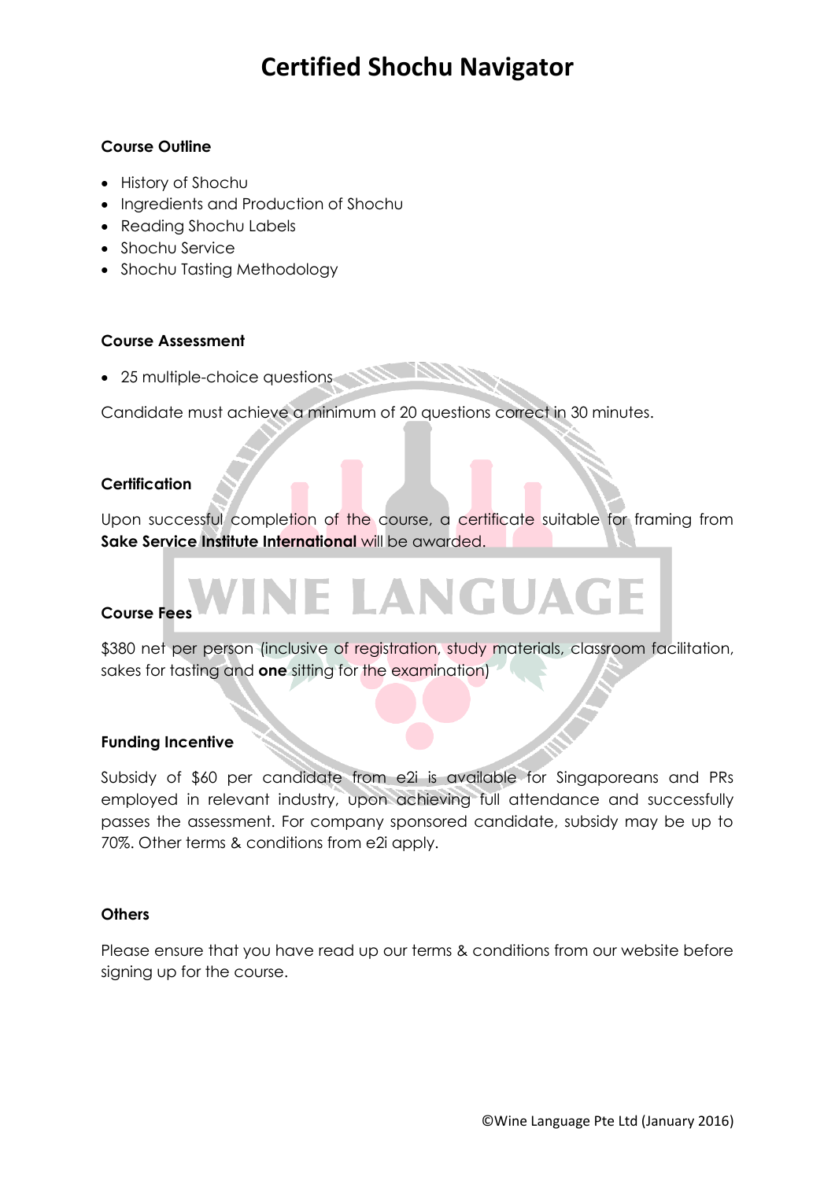# Certified Shochu Navigator

**Course Outline**

- History of Shochu
- Ingredients and Production of Shochu
- Reading Shochu Labels
- Shochu Service
- Shochu Tasting Methodology

**Course Assessment**

- 25 multiple-choice questions

Candidate must achieve a minimum of 20 questions correct in 30 minutes.

**Certification**

Upon successful completion of the course, a certificate suitable for framing from **Sake Service Institute International** will be awarded.

**Course Fees**

$380 net per person (inclusive of registration, study materials, classroom facilitation, sakes for tasting and **one** sitting for the examination)

**Funding Incentive**

Subsidy of $60 per candidate from e2i is available for Singaporeans and PRs employed in relevant industry, upon achieving full attendance and successfully passes the assessment. For company sponsored candidate, subsidy may be up to 70%. Other terms & conditions from e2i apply.

**Others**

Please ensure that you have read up our terms & conditions from our website before signing up for the course.

©Wine Language Pte Ltd (January 2016)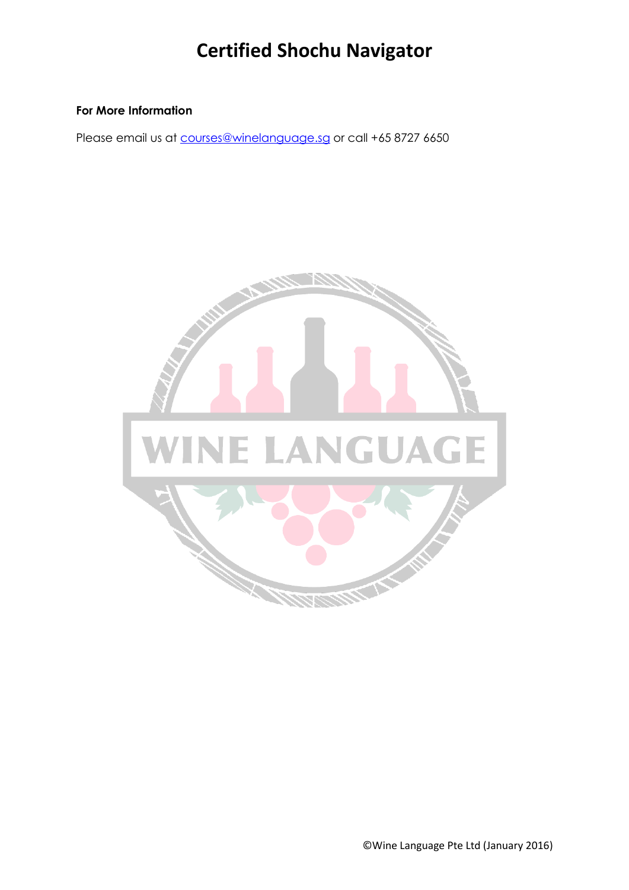# Certified Shochu Navigator

**For More Information**

Please email us at courses@winelanguage.sg or call +65 8727 6650

©Wine Language Pte Ltd (January 2016)